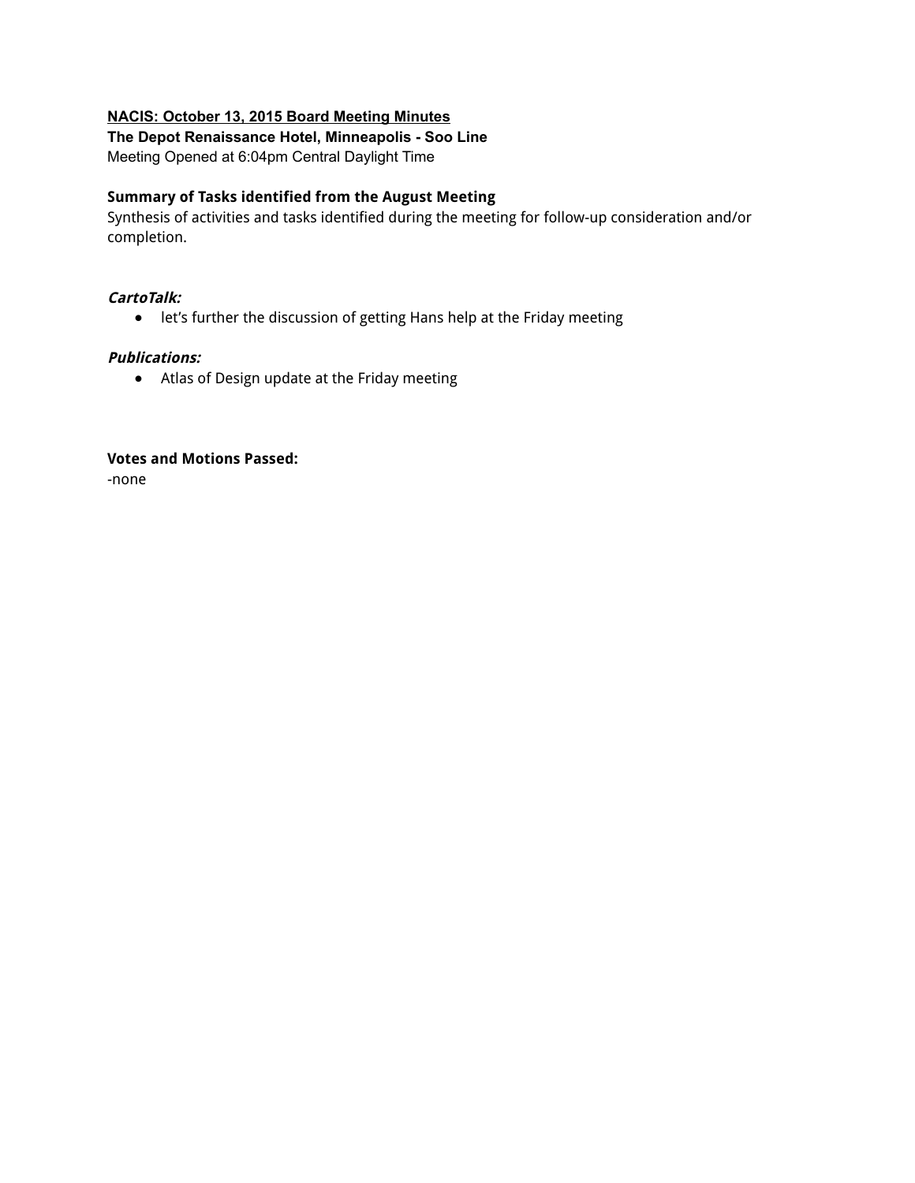**NACIS: October 13, 2015 Board Meeting Minutes**

**The Depot Renaissance Hotel, Minneapolis - Soo Line**

Meeting Opened at 6:04pm Central Daylight Time

### Summary of Tasks identified from the August Meeting

Synthesis of activities and tasks identified during the meeting for follow-up consideration and/or completion.

***CartoTalk:***

- let's further the discussion of getting Hans help at the Friday meeting

***Publications:***

- Atlas of Design update at the Friday meeting

**Votes and Motions Passed:**

-none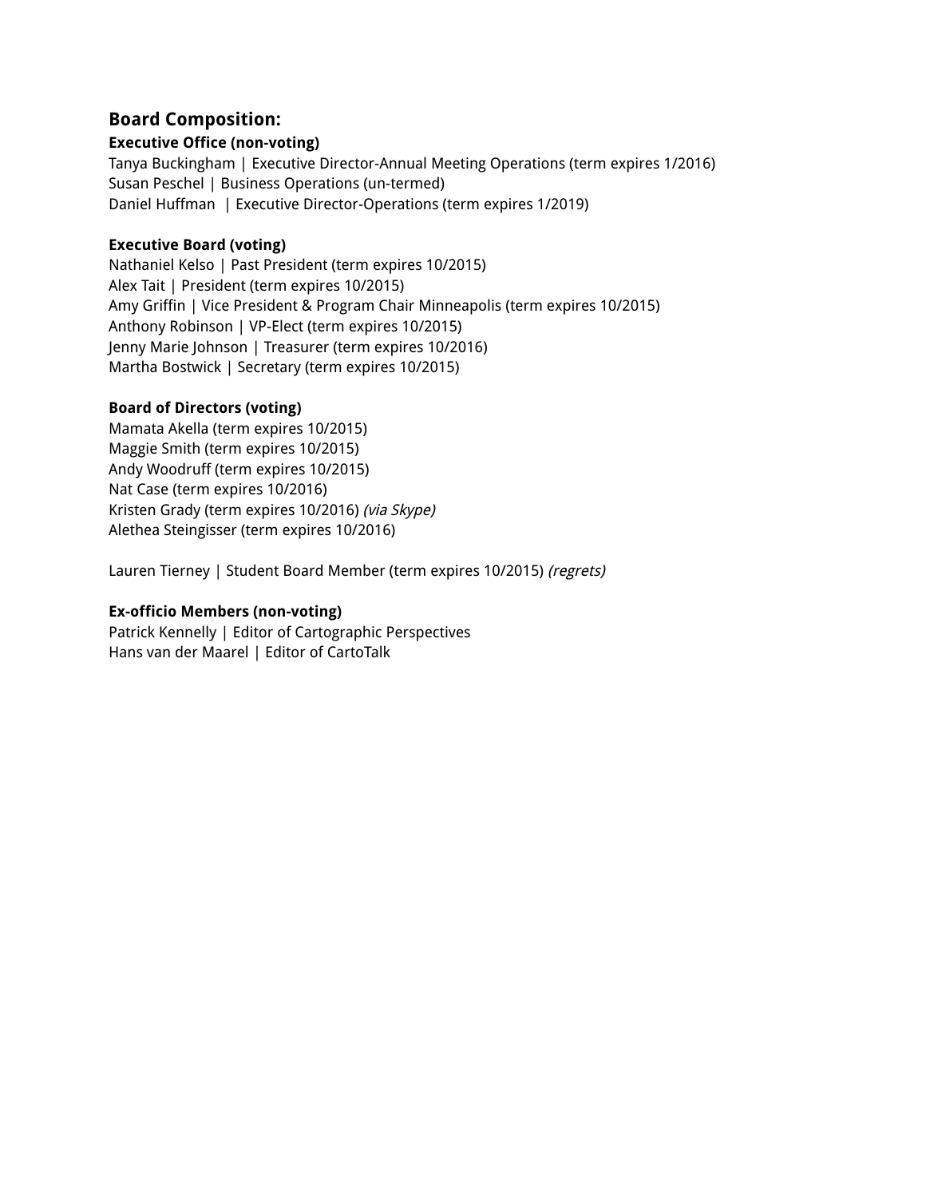## Board Composition:

**Executive Office (non-voting)**
Tanya Buckingham | Executive Director-Annual Meeting Operations (term expires 1/2016)
Susan Peschel | Business Operations (un-termed)
Daniel Huffman | Executive Director-Operations (term expires 1/2019)

**Executive Board (voting)**
Nathaniel Kelso | Past President (term expires 10/2015)
Alex Tait | President (term expires 10/2015)
Amy Griffin | Vice President & Program Chair Minneapolis (term expires 10/2015)
Anthony Robinson | VP-Elect (term expires 10/2015)
Jenny Marie Johnson | Treasurer (term expires 10/2016)
Martha Bostwick | Secretary (term expires 10/2015)

**Board of Directors (voting)**
Mamata Akella (term expires 10/2015)
Maggie Smith (term expires 10/2015)
Andy Woodruff (term expires 10/2015)
Nat Case (term expires 10/2016)
Kristen Grady (term expires 10/2016) *(via Skype)*
Alethea Steingisser (term expires 10/2016)

Lauren Tierney | Student Board Member (term expires 10/2015) *(regrets)*

**Ex-officio Members (non-voting)**
Patrick Kennelly | Editor of Cartographic Perspectives
Hans van der Maarel | Editor of CartoTalk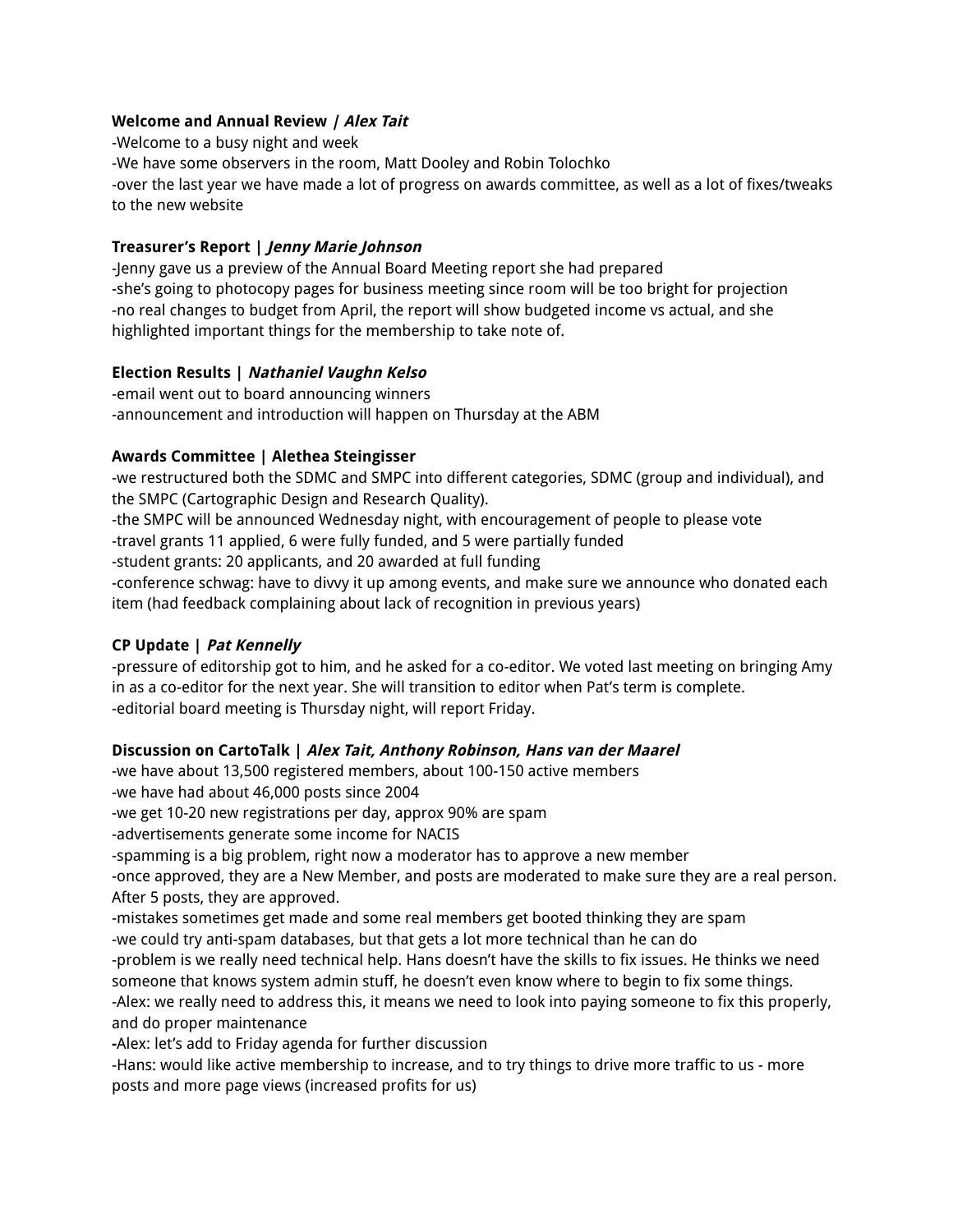**Welcome and Annual Review | *Alex Tait***

-Welcome to a busy night and week
-We have some observers in the room, Matt Dooley and Robin Tolochko
-over the last year we have made a lot of progress on awards committee, as well as a lot of fixes/tweaks to the new website

**Treasurer's Report | *Jenny Marie Johnson***

-Jenny gave us a preview of the Annual Board Meeting report she had prepared
-she's going to photocopy pages for business meeting since room will be too bright for projection
-no real changes to budget from April, the report will show budgeted income vs actual, and she highlighted important things for the membership to take note of.

**Election Results | *Nathaniel Vaughn Kelso***

-email went out to board announcing winners
-announcement and introduction will happen on Thursday at the ABM

**Awards Committee | Alethea Steingisser**

-we restructured both the SDMC and SMPC into different categories, SDMC (group and individual), and the SMPC (Cartographic Design and Research Quality).
-the SMPC will be announced Wednesday night, with encouragement of people to please vote
-travel grants 11 applied, 6 were fully funded, and 5 were partially funded
-student grants: 20 applicants, and 20 awarded at full funding
-conference schwag: have to divvy it up among events, and make sure we announce who donated each item (had feedback complaining about lack of recognition in previous years)

**CP Update | *Pat Kennelly***

-pressure of editorship got to him, and he asked for a co-editor. We voted last meeting on bringing Amy in as a co-editor for the next year. She will transition to editor when Pat's term is complete.
-editorial board meeting is Thursday night, will report Friday.

**Discussion on CartoTalk | *Alex Tait, Anthony Robinson, Hans van der Maarel***

-we have about 13,500 registered members, about 100-150 active members
-we have had about 46,000 posts since 2004
-we get 10-20 new registrations per day, approx 90% are spam
-advertisements generate some income for NACIS
-spamming is a big problem, right now a moderator has to approve a new member
-once approved, they are a New Member, and posts are moderated to make sure they are a real person. After 5 posts, they are approved.
-mistakes sometimes get made and some real members get booted thinking they are spam
-we could try anti-spam databases, but that gets a lot more technical than he can do
-problem is we really need technical help. Hans doesn't have the skills to fix issues. He thinks we need someone that knows system admin stuff, he doesn't even know where to begin to fix some things.
-Alex: we really need to address this, it means we need to look into paying someone to fix this properly, and do proper maintenance
**-**Alex: let's add to Friday agenda for further discussion
-Hans: would like active membership to increase, and to try things to drive more traffic to us - more posts and more page views (increased profits for us)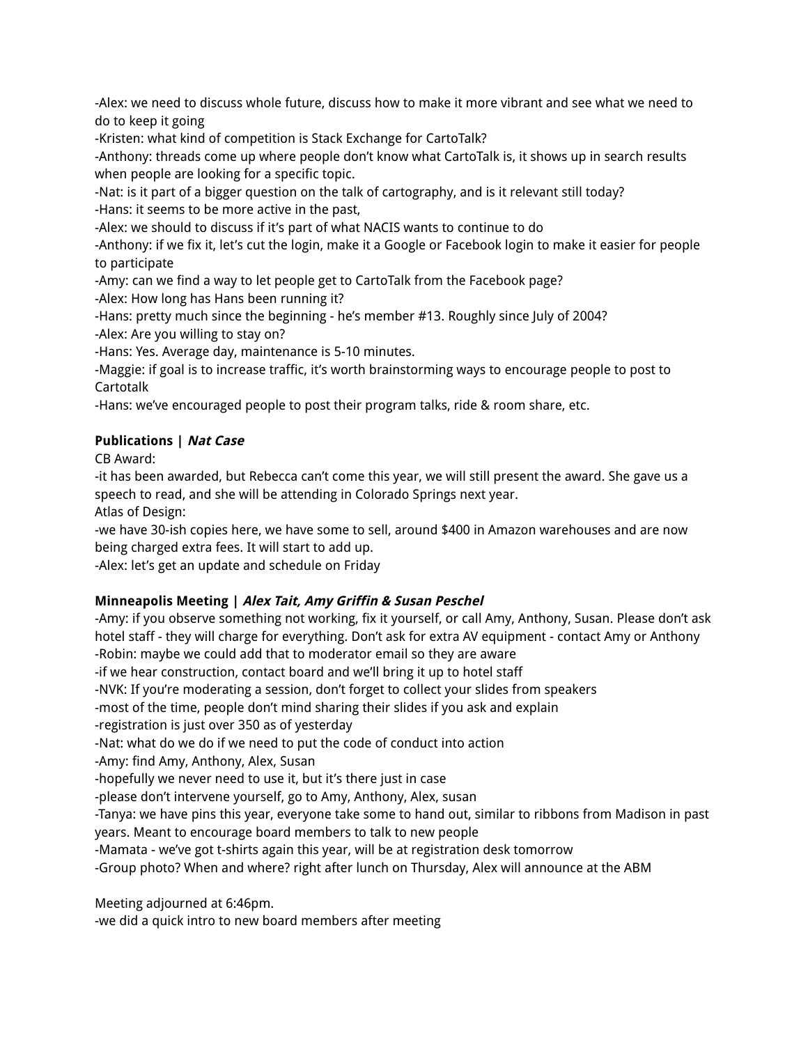-Alex: we need to discuss whole future, discuss how to make it more vibrant and see what we need to do to keep it going
-Kristen: what kind of competition is Stack Exchange for CartoTalk?
-Anthony: threads come up where people don't know what CartoTalk is, it shows up in search results when people are looking for a specific topic.
-Nat: is it part of a bigger question on the talk of cartography, and is it relevant still today?
-Hans: it seems to be more active in the past,
-Alex: we should to discuss if it's part of what NACIS wants to continue to do
-Anthony: if we fix it, let's cut the login, make it a Google or Facebook login to make it easier for people to participate
-Amy: can we find a way to let people get to CartoTalk from the Facebook page?
-Alex: How long has Hans been running it?
-Hans: pretty much since the beginning - he's member #13. Roughly since July of 2004?
-Alex: Are you willing to stay on?
-Hans: Yes. Average day, maintenance is 5-10 minutes.
-Maggie: if goal is to increase traffic, it's worth brainstorming ways to encourage people to post to Cartotalk
-Hans: we've encouraged people to post their program talks, ride & room share, etc.

**Publications | *Nat Case***
CB Award:
-it has been awarded, but Rebecca can't come this year, we will still present the award. She gave us a speech to read, and she will be attending in Colorado Springs next year.
Atlas of Design:
-we have 30-ish copies here, we have some to sell, around $400 in Amazon warehouses and are now being charged extra fees. It will start to add up.
-Alex: let's get an update and schedule on Friday

**Minneapolis Meeting | *Alex Tait, Amy Griffin & Susan Peschel***
-Amy: if you observe something not working, fix it yourself, or call Amy, Anthony, Susan. Please don't ask hotel staff - they will charge for everything. Don't ask for extra AV equipment - contact Amy or Anthony
-Robin: maybe we could add that to moderator email so they are aware
-if we hear construction, contact board and we'll bring it up to hotel staff
-NVK: If you're moderating a session, don't forget to collect your slides from speakers
-most of the time, people don't mind sharing their slides if you ask and explain
-registration is just over 350 as of yesterday
-Nat: what do we do if we need to put the code of conduct into action
-Amy: find Amy, Anthony, Alex, Susan
-hopefully we never need to use it, but it's there just in case
-please don't intervene yourself, go to Amy, Anthony, Alex, susan
-Tanya: we have pins this year, everyone take some to hand out, similar to ribbons from Madison in past years. Meant to encourage board members to talk to new people
-Mamata - we've got t-shirts again this year, will be at registration desk tomorrow
-Group photo? When and where? right after lunch on Thursday, Alex will announce at the ABM

Meeting adjourned at 6:46pm.
-we did a quick intro to new board members after meeting